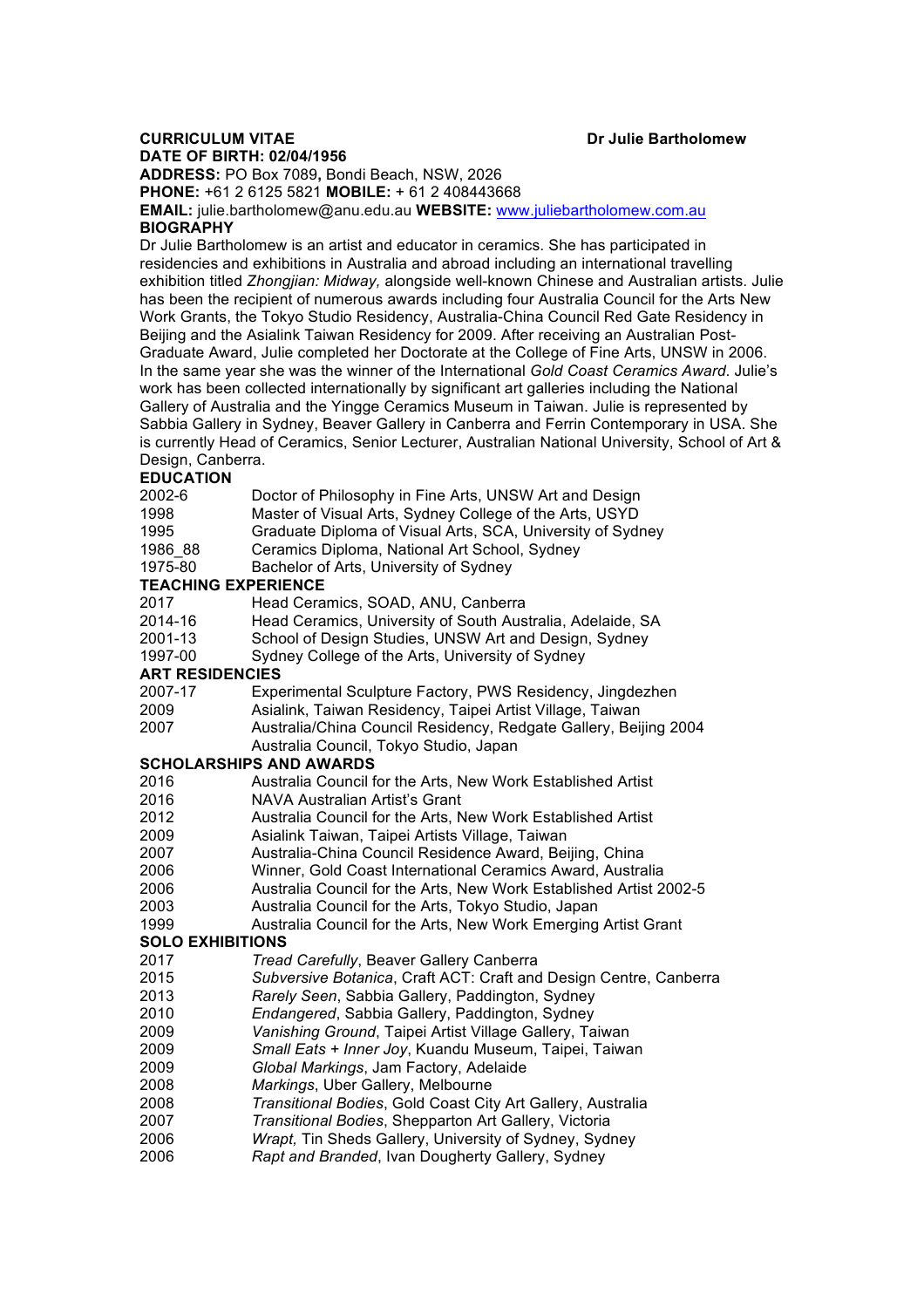**CURRICULUM VITAE** **Dr Julie Bartholomew**

**DATE OF BIRTH: 02/04/1956**

**ADDRESS:** PO Box 7089**,** Bondi Beach, NSW, 2026

**PHONE:** +61 2 6125 5821 **MOBILE:** + 61 2 408443668

**EMAIL:** julie.bartholomew@anu.edu.au **WEBSITE:** www.juliebartholomew.com.au

## BIOGRAPHY

Dr Julie Bartholomew is an artist and educator in ceramics. She has participated in residencies and exhibitions in Australia and abroad including an international travelling exhibition titled *Zhongjian: Midway,* alongside well-known Chinese and Australian artists. Julie has been the recipient of numerous awards including four Australia Council for the Arts New Work Grants, the Tokyo Studio Residency, Australia-China Council Red Gate Residency in Beijing and the Asialink Taiwan Residency for 2009. After receiving an Australian Post-Graduate Award, Julie completed her Doctorate at the College of Fine Arts, UNSW in 2006. In the same year she was the winner of the International *Gold Coast Ceramics Award*. Julie's work has been collected internationally by significant art galleries including the National Gallery of Australia and the Yingge Ceramics Museum in Taiwan. Julie is represented by Sabbia Gallery in Sydney, Beaver Gallery in Canberra and Ferrin Contemporary in USA. She is currently Head of Ceramics, Senior Lecturer, Australian National University, School of Art & Design, Canberra.

## EDUCATION

| | |
|---|---|
| 2002-6 | Doctor of Philosophy in Fine Arts, UNSW Art and Design |
| 1998 | Master of Visual Arts, Sydney College of the Arts, USYD |
| 1995 | Graduate Diploma of Visual Arts, SCA, University of Sydney |
| 1986_88 | Ceramics Diploma, National Art School, Sydney |
| 1975-80 | Bachelor of Arts, University of Sydney |

## TEACHING EXPERIENCE

| | |
|---|---|
| 2017 | Head Ceramics, SOAD, ANU, Canberra |
| 2014-16 | Head Ceramics, University of South Australia, Adelaide, SA |
| 2001-13 | School of Design Studies, UNSW Art and Design, Sydney |
| 1997-00 | Sydney College of the Arts, University of Sydney |

## ART RESIDENCIES

| | |
|---|---|
| 2007-17 | Experimental Sculpture Factory, PWS Residency, Jingdezhen |
| 2009 | Asialink, Taiwan Residency, Taipei Artist Village, Taiwan |
| 2007 | Australia/China Council Residency, Redgate Gallery, Beijing 2004 |
| | Australia Council, Tokyo Studio, Japan |

## SCHOLARSHIPS AND AWARDS

| | |
|---|---|
| 2016 | Australia Council for the Arts, New Work Established Artist |
| 2016 | NAVA Australian Artist's Grant |
| 2012 | Australia Council for the Arts, New Work Established Artist |
| 2009 | Asialink Taiwan, Taipei Artists Village, Taiwan |
| 2007 | Australia-China Council Residence Award, Beijing, China |
| 2006 | Winner, Gold Coast International Ceramics Award, Australia |
| 2006 | Australia Council for the Arts, New Work Established Artist 2002-5 |
| 2003 | Australia Council for the Arts, Tokyo Studio, Japan |
| 1999 | Australia Council for the Arts, New Work Emerging Artist Grant |

## SOLO EXHIBITIONS

| | |
|---|---|
| 2017 | *Tread Carefully*, Beaver Gallery Canberra |
| 2015 | *Subversive Botanica*, Craft ACT: Craft and Design Centre, Canberra |
| 2013 | *Rarely Seen*, Sabbia Gallery, Paddington, Sydney |
| 2010 | *Endangered*, Sabbia Gallery, Paddington, Sydney |
| 2009 | *Vanishing Ground*, Taipei Artist Village Gallery, Taiwan |
| 2009 | *Small Eats + Inner Joy*, Kuandu Museum, Taipei, Taiwan |
| 2009 | *Global Markings*, Jam Factory, Adelaide |
| 2008 | *Markings*, Uber Gallery, Melbourne |
| 2008 | *Transitional Bodies*, Gold Coast City Art Gallery, Australia |
| 2007 | *Transitional Bodies*, Shepparton Art Gallery, Victoria |
| 2006 | *Wrapt,* Tin Sheds Gallery, University of Sydney, Sydney |
| 2006 | *Rapt and Branded*, Ivan Dougherty Gallery, Sydney |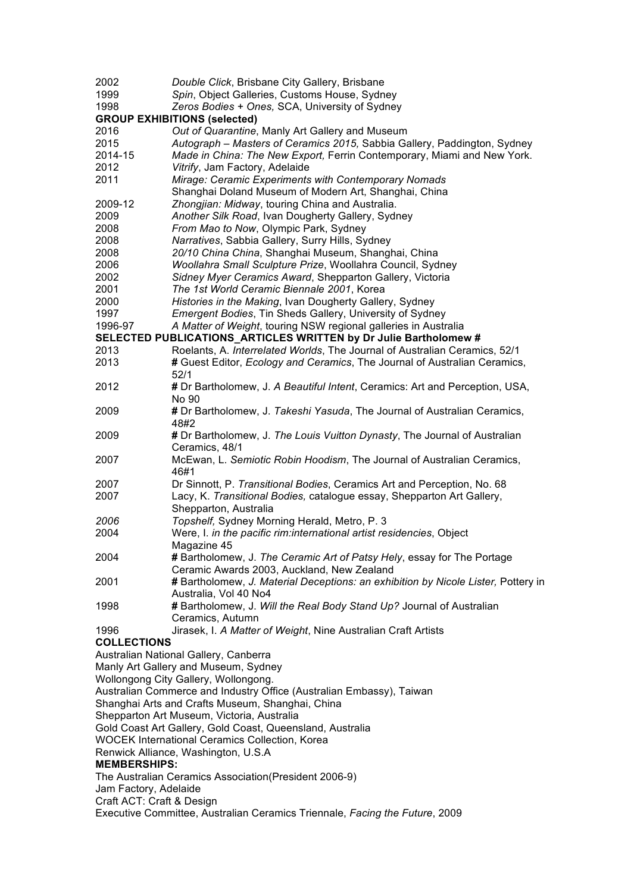| | |
|---|---|
| 2002 | *Double Click*, Brisbane City Gallery, Brisbane |
| 1999 | *Spin*, Object Galleries, Customs House, Sydney |
| 1998 | *Zeros Bodies + Ones,* SCA, University of Sydney |

**GROUP EXHIBITIONS (selected)**

| | |
|---|---|
| 2016 | *Out of Quarantine*, Manly Art Gallery and Museum |
| 2015 | *Autograph – Masters of Ceramics 2015,* Sabbia Gallery, Paddington, Sydney |
| 2014-15 | *Made in China: The New Export,* Ferrin Contemporary, Miami and New York. |
| 2012 | *Vitrify*, Jam Factory, Adelaide |
| 2011 | *Mirage: Ceramic Experiments with Contemporary Nomads* Shanghai Doland Museum of Modern Art, Shanghai, China |
| 2009-12 | *Zhongjian: Midway*, touring China and Australia. |
| 2009 | *Another Silk Road*, Ivan Dougherty Gallery, Sydney |
| 2008 | *From Mao to Now*, Olympic Park, Sydney |
| 2008 | *Narratives*, Sabbia Gallery, Surry Hills, Sydney |
| 2008 | *20/10 China China*, Shanghai Museum, Shanghai, China |
| 2006 | *Woollahra Small Sculpture Prize*, Woollahra Council, Sydney |
| 2002 | *Sidney Myer Ceramics Award*, Shepparton Gallery, Victoria |
| 2001 | *The 1st World Ceramic Biennale 2001*, Korea |
| 2000 | *Histories in the Making*, Ivan Dougherty Gallery, Sydney |
| 1997 | *Emergent Bodies*, Tin Sheds Gallery, University of Sydney |
| 1996-97 | *A Matter of Weight*, touring NSW regional galleries in Australia |

**SELECTED PUBLICATIONS_ARTICLES WRITTEN by Dr Julie Bartholomew #**

| | |
|---|---|
| 2013 | Roelants, A. *Interrelated Worlds*, The Journal of Australian Ceramics, 52/1 |
| 2013 | **#** Guest Editor, *Ecology and Ceramics*, The Journal of Australian Ceramics, 52/1 |
| 2012 | **#** Dr Bartholomew, J. *A Beautiful Intent*, Ceramics: Art and Perception, USA, No 90 |
| 2009 | **#** Dr Bartholomew, J. *Takeshi Yasuda*, The Journal of Australian Ceramics, 48#2 |
| 2009 | **#** Dr Bartholomew, J. *The Louis Vuitton Dynasty*, The Journal of Australian Ceramics, 48/1 |
| 2007 | McEwan, L. *Semiotic Robin Hoodism*, The Journal of Australian Ceramics, 46#1 |
| 2007 | Dr Sinnott, P. *Transitional Bodies*, Ceramics Art and Perception, No. 68 |
| 2007 | Lacy, K. *Transitional Bodies,* catalogue essay, Shepparton Art Gallery, Shepparton, Australia |
| *2006* | *Topshelf,* Sydney Morning Herald, Metro, P. 3 |
| 2004 | Were, I. *in the pacific rim:international artist residencies*, Object Magazine 45 |
| 2004 | **#** Bartholomew, J. *The Ceramic Art of Patsy Hely*, essay for The Portage Ceramic Awards 2003, Auckland, New Zealand |
| 2001 | **#** Bartholomew, *J. Material Deceptions: an exhibition by Nicole Lister,* Pottery in Australia, Vol 40 No4 |
| 1998 | **#** Bartholomew, J. *Will the Real Body Stand Up?* Journal of Australian Ceramics, Autumn |
| 1996 | Jirasek, I. *A Matter of Weight*, Nine Australian Craft Artists |

**COLLECTIONS**

Australian National Gallery, Canberra
Manly Art Gallery and Museum, Sydney
Wollongong City Gallery, Wollongong.
Australian Commerce and Industry Office (Australian Embassy), Taiwan
Shanghai Arts and Crafts Museum, Shanghai, China
Shepparton Art Museum, Victoria, Australia
Gold Coast Art Gallery, Gold Coast, Queensland, Australia
WOCEK International Ceramics Collection, Korea
Renwick Alliance, Washington, U.S.A

**MEMBERSHIPS:**

The Australian Ceramics Association(President 2006-9)
Jam Factory, Adelaide
Craft ACT: Craft & Design
Executive Committee, Australian Ceramics Triennale, *Facing the Future*, 2009